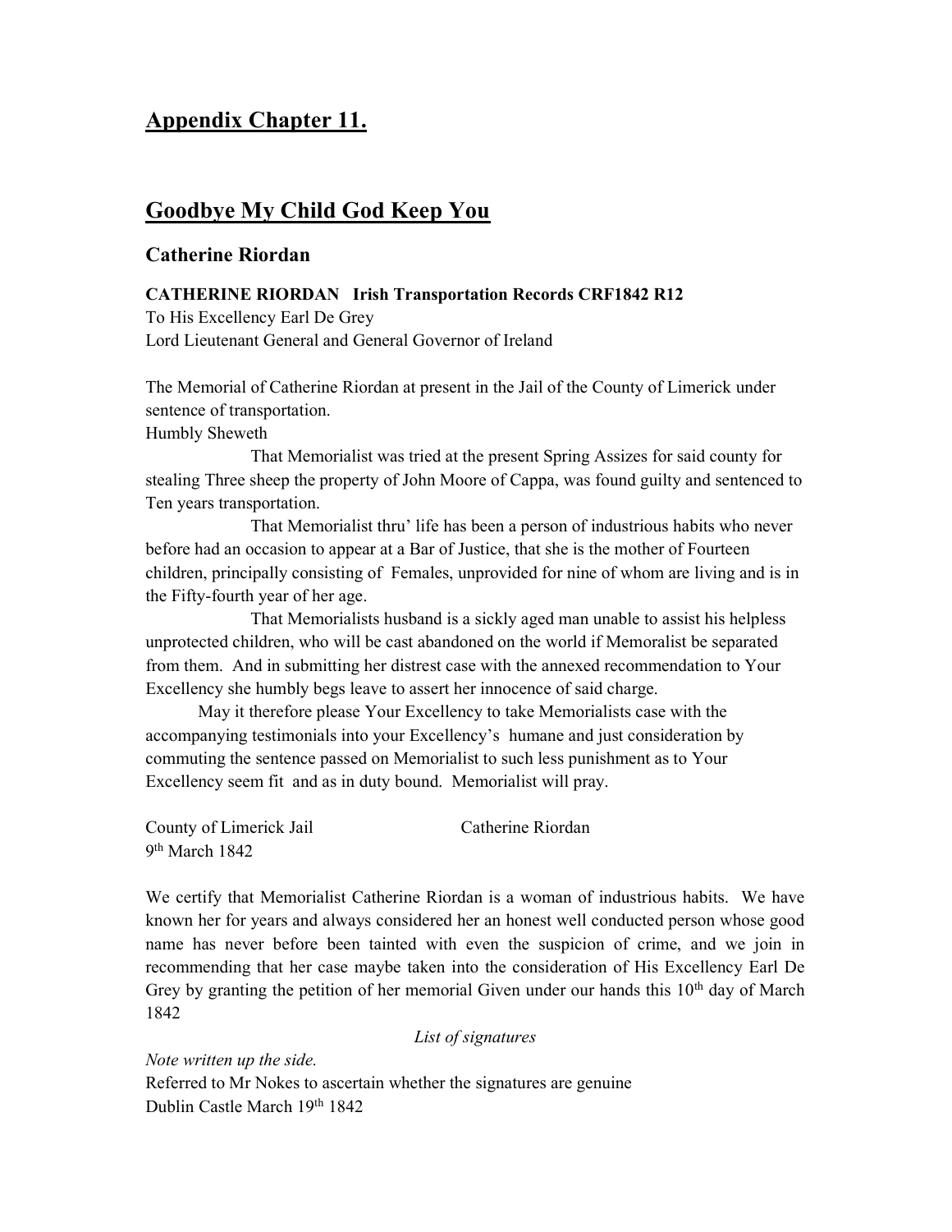# Appendix Chapter 11.

## Goodbye My Child God Keep You

### Catherine Riordan

**CATHERINE RIORDAN Irish Transportation Records CRF1842 R12**

To His Excellency Earl De Grey
Lord Lieutenant General and General Governor of Ireland

The Memorial of Catherine Riordan at present in the Jail of the County of Limerick under sentence of transportation.
Humbly Sheweth

That Memorialist was tried at the present Spring Assizes for said county for stealing Three sheep the property of John Moore of Cappa, was found guilty and sentenced to Ten years transportation.

That Memorialist thru' life has been a person of industrious habits who never before had an occasion to appear at a Bar of Justice, that she is the mother of Fourteen children, principally consisting of Females, unprovided for nine of whom are living and is in the Fifty-fourth year of her age.

That Memorialists husband is a sickly aged man unable to assist his helpless unprotected children, who will be cast abandoned on the world if Memoralist be separated from them. And in submitting her distrest case with the annexed recommendation to Your Excellency she humbly begs leave to assert her innocence of said charge.

May it therefore please Your Excellency to take Memorialists case with the accompanying testimonials into your Excellency's humane and just consideration by commuting the sentence passed on Memorialist to such less punishment as to Your Excellency seem fit and as in duty bound. Memorialist will pray.

County of Limerick Jail Catherine Riordan
9th March 1842

We certify that Memorialist Catherine Riordan is a woman of industrious habits. We have known her for years and always considered her an honest well conducted person whose good name has never before been tainted with even the suspicion of crime, and we join in recommending that her case maybe taken into the consideration of His Excellency Earl De Grey by granting the petition of her memorial Given under our hands this 10th day of March 1842

*List of signatures*

*Note written up the side.*
Referred to Mr Nokes to ascertain whether the signatures are genuine
Dublin Castle March 19th 1842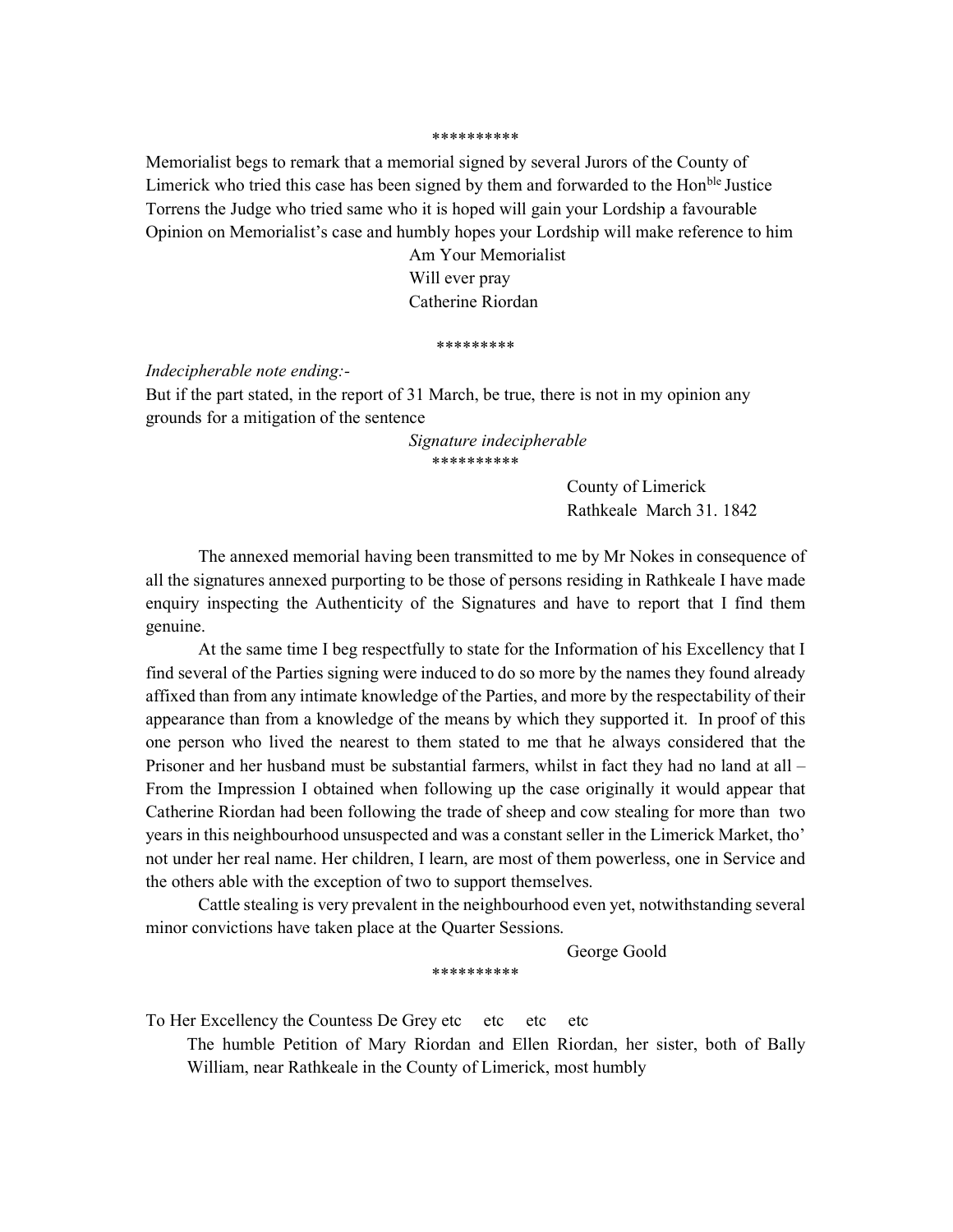\*\*\*\*\*\*\*\*\*\*

Memorialist begs to remark that a memorial signed by several Jurors of the County of Limerick who tried this case has been signed by them and forwarded to the Hon[ble] Justice Torrens the Judge who tried same who it is hoped will gain your Lordship a favourable Opinion on Memorialist's case and humbly hopes your Lordship will make reference to him

Am Your Memorialist
Will ever pray
Catherine Riordan

\*\*\*\*\*\*\*\*\*

*Indecipherable note ending:-*

But if the part stated, in the report of 31 March, be true, there is not in my opinion any grounds for a mitigation of the sentence

*Signature indecipherable*

\*\*\*\*\*\*\*\*\*\*

County of Limerick
Rathkeale March 31. 1842

The annexed memorial having been transmitted to me by Mr Nokes in consequence of all the signatures annexed purporting to be those of persons residing in Rathkeale I have made enquiry inspecting the Authenticity of the Signatures and have to report that I find them genuine.

At the same time I beg respectfully to state for the Information of his Excellency that I find several of the Parties signing were induced to do so more by the names they found already affixed than from any intimate knowledge of the Parties, and more by the respectability of their appearance than from a knowledge of the means by which they supported it. In proof of this one person who lived the nearest to them stated to me that he always considered that the Prisoner and her husband must be substantial farmers, whilst in fact they had no land at all – From the Impression I obtained when following up the case originally it would appear that Catherine Riordan had been following the trade of sheep and cow stealing for more than two years in this neighbourhood unsuspected and was a constant seller in the Limerick Market, tho' not under her real name. Her children, I learn, are most of them powerless, one in Service and the others able with the exception of two to support themselves.

Cattle stealing is very prevalent in the neighbourhood even yet, notwithstanding several minor convictions have taken place at the Quarter Sessions.

George Goold

\*\*\*\*\*\*\*\*\*\*

To Her Excellency the Countess De Grey etc etc etc etc

The humble Petition of Mary Riordan and Ellen Riordan, her sister, both of Bally William, near Rathkeale in the County of Limerick, most humbly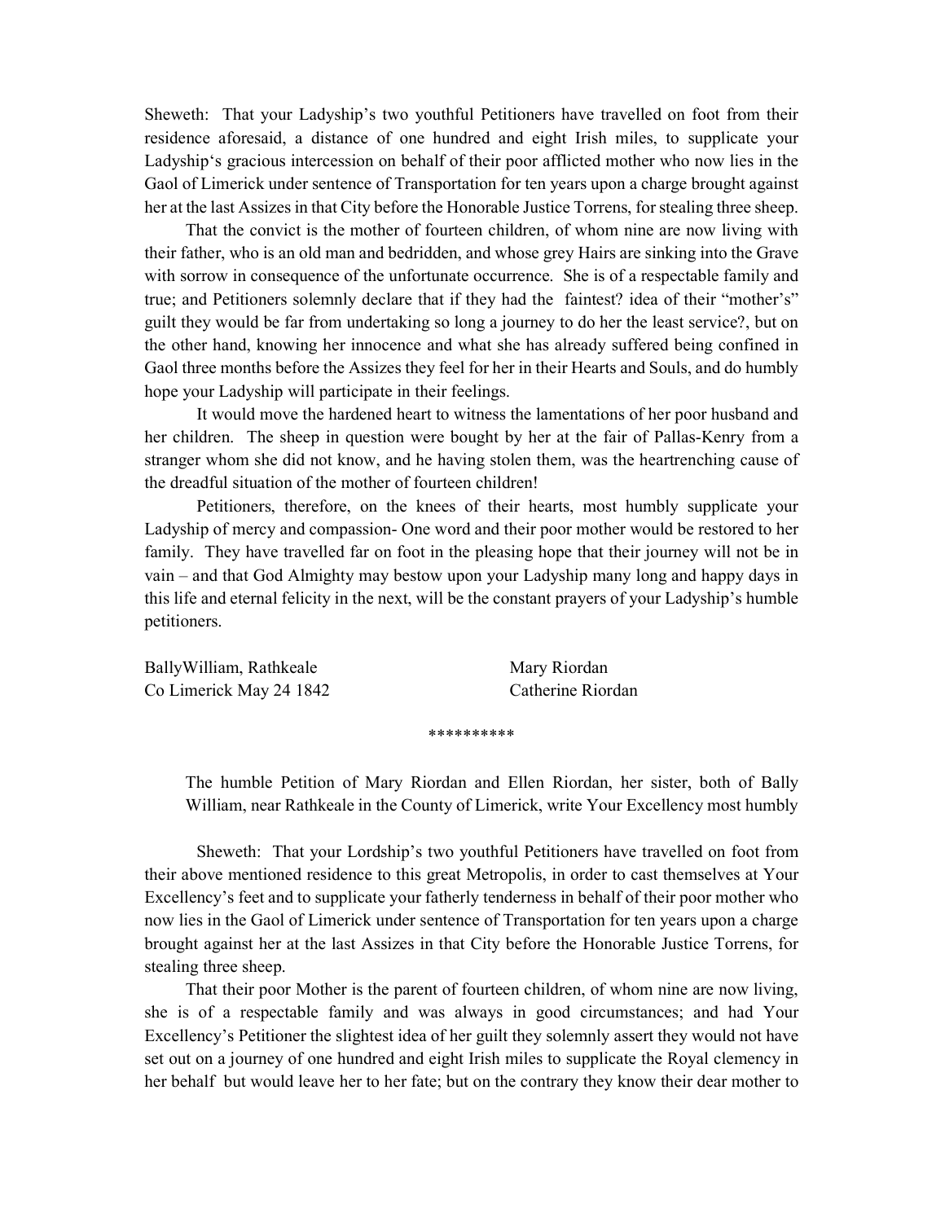Sheweth: That your Ladyship's two youthful Petitioners have travelled on foot from their residence aforesaid, a distance of one hundred and eight Irish miles, to supplicate your Ladyship's gracious intercession on behalf of their poor afflicted mother who now lies in the Gaol of Limerick under sentence of Transportation for ten years upon a charge brought against her at the last Assizes in that City before the Honorable Justice Torrens, for stealing three sheep.

That the convict is the mother of fourteen children, of whom nine are now living with their father, who is an old man and bedridden, and whose grey Hairs are sinking into the Grave with sorrow in consequence of the unfortunate occurrence. She is of a respectable family and true; and Petitioners solemnly declare that if they had the faintest? idea of their "mother's" guilt they would be far from undertaking so long a journey to do her the least service?, but on the other hand, knowing her innocence and what she has already suffered being confined in Gaol three months before the Assizes they feel for her in their Hearts and Souls, and do humbly hope your Ladyship will participate in their feelings.

It would move the hardened heart to witness the lamentations of her poor husband and her children. The sheep in question were bought by her at the fair of Pallas-Kenry from a stranger whom she did not know, and he having stolen them, was the heartrenching cause of the dreadful situation of the mother of fourteen children!

Petitioners, therefore, on the knees of their hearts, most humbly supplicate your Ladyship of mercy and compassion- One word and their poor mother would be restored to her family. They have travelled far on foot in the pleasing hope that their journey will not be in vain – and that God Almighty may bestow upon your Ladyship many long and happy days in this life and eternal felicity in the next, will be the constant prayers of your Ladyship's humble petitioners.

BallyWilliam, Rathkeale
Co Limerick May 24 1842

Mary Riordan
Catherine Riordan

**********

The humble Petition of Mary Riordan and Ellen Riordan, her sister, both of Bally William, near Rathkeale in the County of Limerick, write Your Excellency most humbly

Sheweth: That your Lordship's two youthful Petitioners have travelled on foot from their above mentioned residence to this great Metropolis, in order to cast themselves at Your Excellency's feet and to supplicate your fatherly tenderness in behalf of their poor mother who now lies in the Gaol of Limerick under sentence of Transportation for ten years upon a charge brought against her at the last Assizes in that City before the Honorable Justice Torrens, for stealing three sheep.

That their poor Mother is the parent of fourteen children, of whom nine are now living, she is of a respectable family and was always in good circumstances; and had Your Excellency's Petitioner the slightest idea of her guilt they solemnly assert they would not have set out on a journey of one hundred and eight Irish miles to supplicate the Royal clemency in her behalf but would leave her to her fate; but on the contrary they know their dear mother to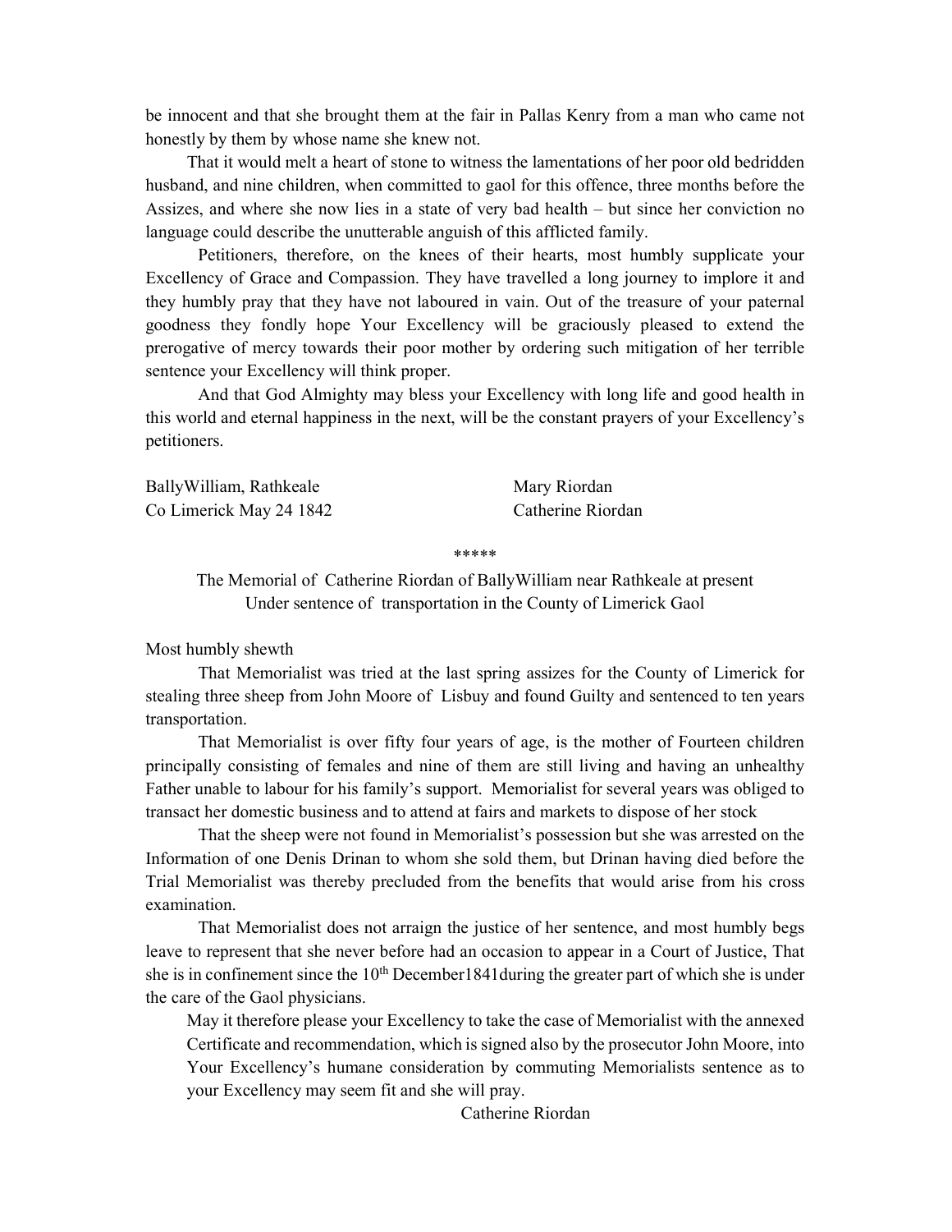be innocent and that she brought them at the fair in Pallas Kenry from a man who came not honestly by them by whose name she knew not.

That it would melt a heart of stone to witness the lamentations of her poor old bedridden husband, and nine children, when committed to gaol for this offence, three months before the Assizes, and where she now lies in a state of very bad health – but since her conviction no language could describe the unutterable anguish of this afflicted family.

Petitioners, therefore, on the knees of their hearts, most humbly supplicate your Excellency of Grace and Compassion. They have travelled a long journey to implore it and they humbly pray that they have not laboured in vain. Out of the treasure of your paternal goodness they fondly hope Your Excellency will be graciously pleased to extend the prerogative of mercy towards their poor mother by ordering such mitigation of her terrible sentence your Excellency will think proper.

And that God Almighty may bless your Excellency with long life and good health in this world and eternal happiness in the next, will be the constant prayers of your Excellency's petitioners.

BallyWilliam, Rathkeale
Co Limerick May 24 1842

Mary Riordan
Catherine Riordan

*****

The Memorial of Catherine Riordan of BallyWilliam near Rathkeale at present Under sentence of transportation in the County of Limerick Gaol

Most humbly shewth

That Memorialist was tried at the last spring assizes for the County of Limerick for stealing three sheep from John Moore of Lisbuy and found Guilty and sentenced to ten years transportation.

That Memorialist is over fifty four years of age, is the mother of Fourteen children principally consisting of females and nine of them are still living and having an unhealthy Father unable to labour for his family's support. Memorialist for several years was obliged to transact her domestic business and to attend at fairs and markets to dispose of her stock

That the sheep were not found in Memorialist's possession but she was arrested on the Information of one Denis Drinan to whom she sold them, but Drinan having died before the Trial Memorialist was thereby precluded from the benefits that would arise from his cross examination.

That Memorialist does not arraign the justice of her sentence, and most humbly begs leave to represent that she never before had an occasion to appear in a Court of Justice, That she is in confinement since the 10th December1841during the greater part of which she is under the care of the Gaol physicians.

May it therefore please your Excellency to take the case of Memorialist with the annexed Certificate and recommendation, which is signed also by the prosecutor John Moore, into Your Excellency's humane consideration by commuting Memorialists sentence as to your Excellency may seem fit and she will pray.

Catherine Riordan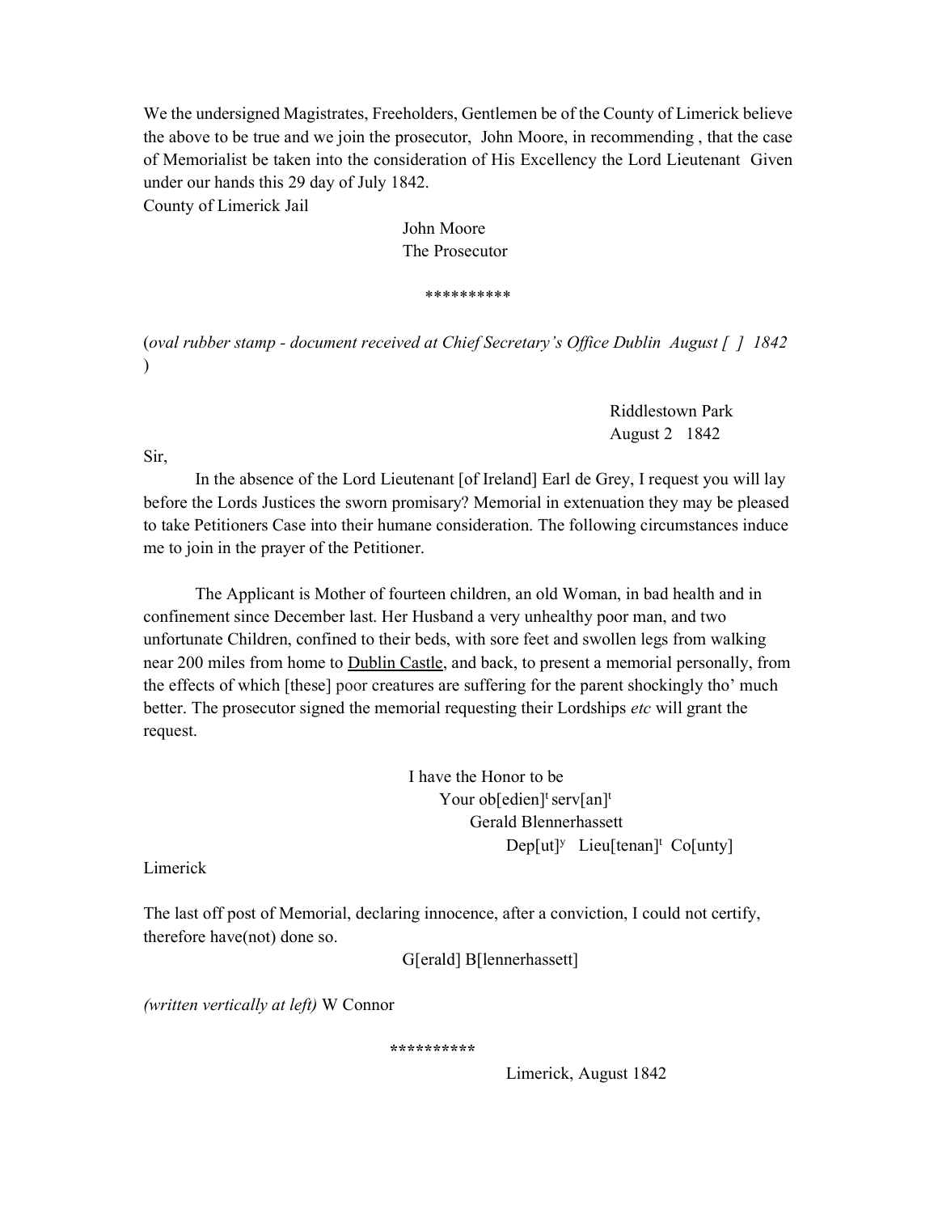We the undersigned Magistrates, Freeholders, Gentlemen be of the County of Limerick believe the above to be true and we join the prosecutor, John Moore, in recommending , that the case of Memorialist be taken into the consideration of His Excellency the Lord Lieutenant Given under our hands this 29 day of July 1842.
County of Limerick Jail

John Moore
The Prosecutor

\*\*\*\*\*\*\*\*\*\*

(*oval rubber stamp - document received at Chief Secretary's Office Dublin August [ ] 1842* )

Riddlestown Park
August 2 1842

Sir,

In the absence of the Lord Lieutenant [of Ireland] Earl de Grey, I request you will lay before the Lords Justices the sworn promisary? Memorial in extenuation they may be pleased to take Petitioners Case into their humane consideration. The following circumstances induce me to join in the prayer of the Petitioner.

The Applicant is Mother of fourteen children, an old Woman, in bad health and in confinement since December last. Her Husband a very unhealthy poor man, and two unfortunate Children, confined to their beds, with sore feet and swollen legs from walking near 200 miles from home to Dublin Castle, and back, to present a memorial personally, from the effects of which [these] poor creatures are suffering for the parent shockingly tho' much better. The prosecutor signed the memorial requesting their Lordships *etc* will grant the request.

I have the Honor to be
Your ob[edien]t serv[an]t
Gerald Blennerhassett
Dep[ut]y Lieu[tenan]t Co[unty]

Limerick

The last off post of Memorial, declaring innocence, after a conviction, I could not certify, therefore have(not) done so.

G[erald] B[lennerhassett]

*(written vertically at left)* W Connor

\*\*\*\*\*\*\*\*\*\*

Limerick, August 1842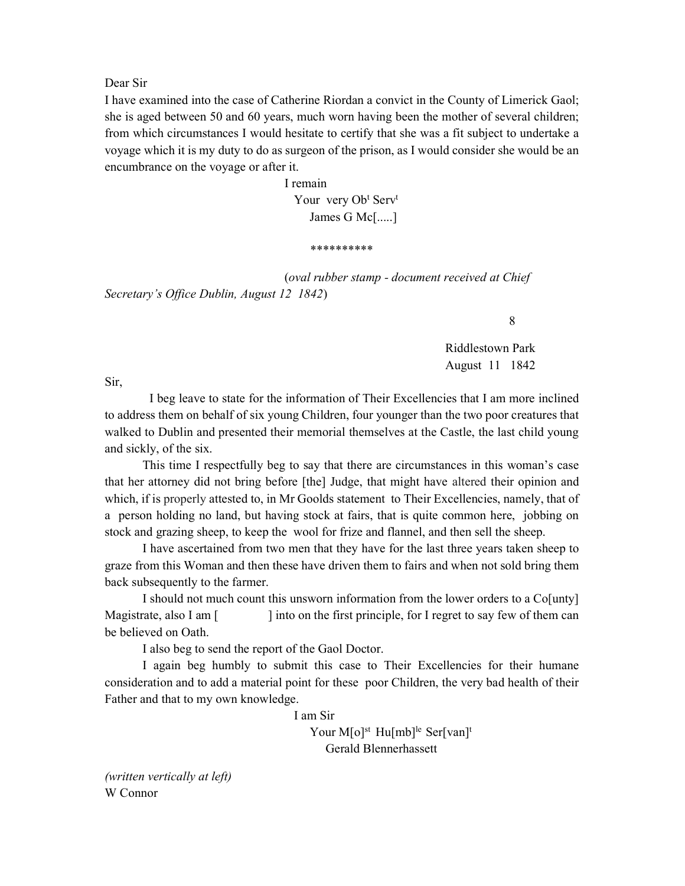Dear Sir

I have examined into the case of Catherine Riordan a convict in the County of Limerick Gaol; she is aged between 50 and 60 years, much worn having been the mother of several children; from which circumstances I would hesitate to certify that she was a fit subject to undertake a voyage which it is my duty to do as surgeon of the prison, as I would consider she would be an encumbrance on the voyage or after it.

I remain
Your very Ob[t] Serv[t]
James G Mc[.....]

\*\*\*\*\*\*\*\*\*\*

(*oval rubber stamp - document received at Chief Secretary's Office Dublin, August 12 1842*)

8

Riddlestown Park
August 11 1842

Sir,

I beg leave to state for the information of Their Excellencies that I am more inclined to address them on behalf of six young Children, four younger than the two poor creatures that walked to Dublin and presented their memorial themselves at the Castle, the last child young and sickly, of the six.

This time I respectfully beg to say that there are circumstances in this woman's case that her attorney did not bring before [the] Judge, that might have altered their opinion and which, if is properly attested to, in Mr Goolds statement to Their Excellencies, namely, that of a person holding no land, but having stock at fairs, that is quite common here, jobbing on stock and grazing sheep, to keep the wool for frize and flannel, and then sell the sheep.

I have ascertained from two men that they have for the last three years taken sheep to graze from this Woman and then these have driven them to fairs and when not sold bring them back subsequently to the farmer.

I should not much count this unsworn information from the lower orders to a Co[unty] Magistrate, also I am [ ] into on the first principle, for I regret to say few of them can be believed on Oath.

I also beg to send the report of the Gaol Doctor.

I again beg humbly to submit this case to Their Excellencies for their humane consideration and to add a material point for these poor Children, the very bad health of their Father and that to my own knowledge.

I am Sir
Your M[o][st] Hu[mb][le] Ser[van][t]
Gerald Blennerhassett

*(written vertically at left)*
W Connor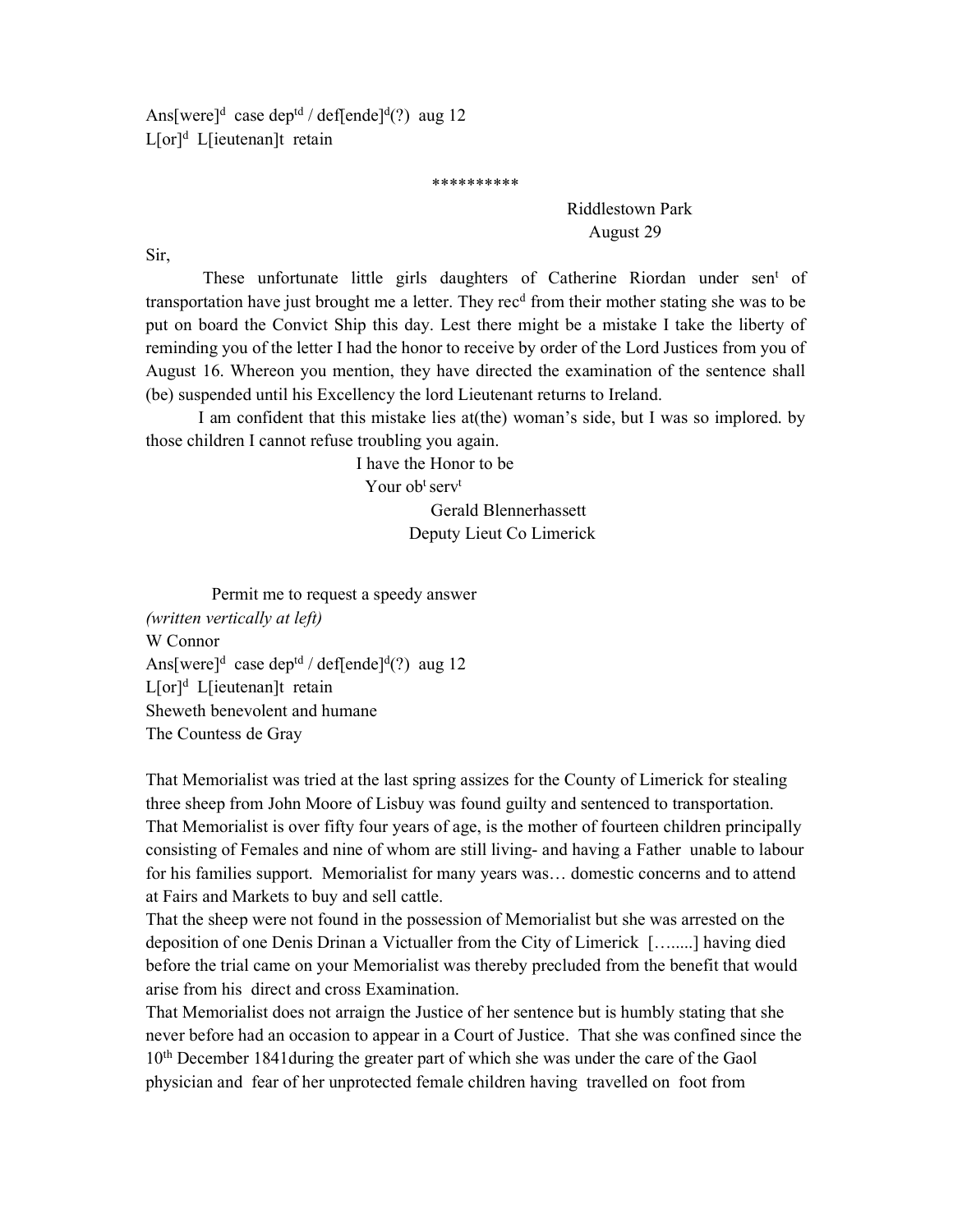Ans[were][d] case dep[td] / def[ende][d](?) aug 12
L[or][d] L[ieutenan]t retain

\*\*\*\*\*\*\*\*\*\*

Riddlestown Park
August 29

Sir,

These unfortunate little girls daughters of Catherine Riordan under sen[t] of transportation have just brought me a letter. They rec[d] from their mother stating she was to be put on board the Convict Ship this day. Lest there might be a mistake I take the liberty of reminding you of the letter I had the honor to receive by order of the Lord Justices from you of August 16. Whereon you mention, they have directed the examination of the sentence shall (be) suspended until his Excellency the lord Lieutenant returns to Ireland.

I am confident that this mistake lies at(the) woman's side, but I was so implored. by those children I cannot refuse troubling you again.

I have the Honor to be
Your ob[t] serv[t]
Gerald Blennerhassett
Deputy Lieut Co Limerick

Permit me to request a speedy answer

*(written vertically at left)*
W Connor
Ans[were][d] case dep[td] / def[ende][d](?) aug 12
L[or][d] L[ieutenan]t retain
Sheweth benevolent and humane
The Countess de Gray

That Memorialist was tried at the last spring assizes for the County of Limerick for stealing three sheep from John Moore of Lisbuy was found guilty and sentenced to transportation.
That Memorialist is over fifty four years of age, is the mother of fourteen children principally consisting of Females and nine of whom are still living- and having a Father unable to labour for his families support. Memorialist for many years was… domestic concerns and to attend at Fairs and Markets to buy and sell cattle.
That the sheep were not found in the possession of Memorialist but she was arrested on the deposition of one Denis Drinan a Victualler from the City of Limerick […......] having died before the trial came on your Memorialist was thereby precluded from the benefit that would arise from his direct and cross Examination.
That Memorialist does not arraign the Justice of her sentence but is humbly stating that she never before had an occasion to appear in a Court of Justice. That she was confined since the 10[th] December 1841during the greater part of which she was under the care of the Gaol physician and fear of her unprotected female children having travelled on foot from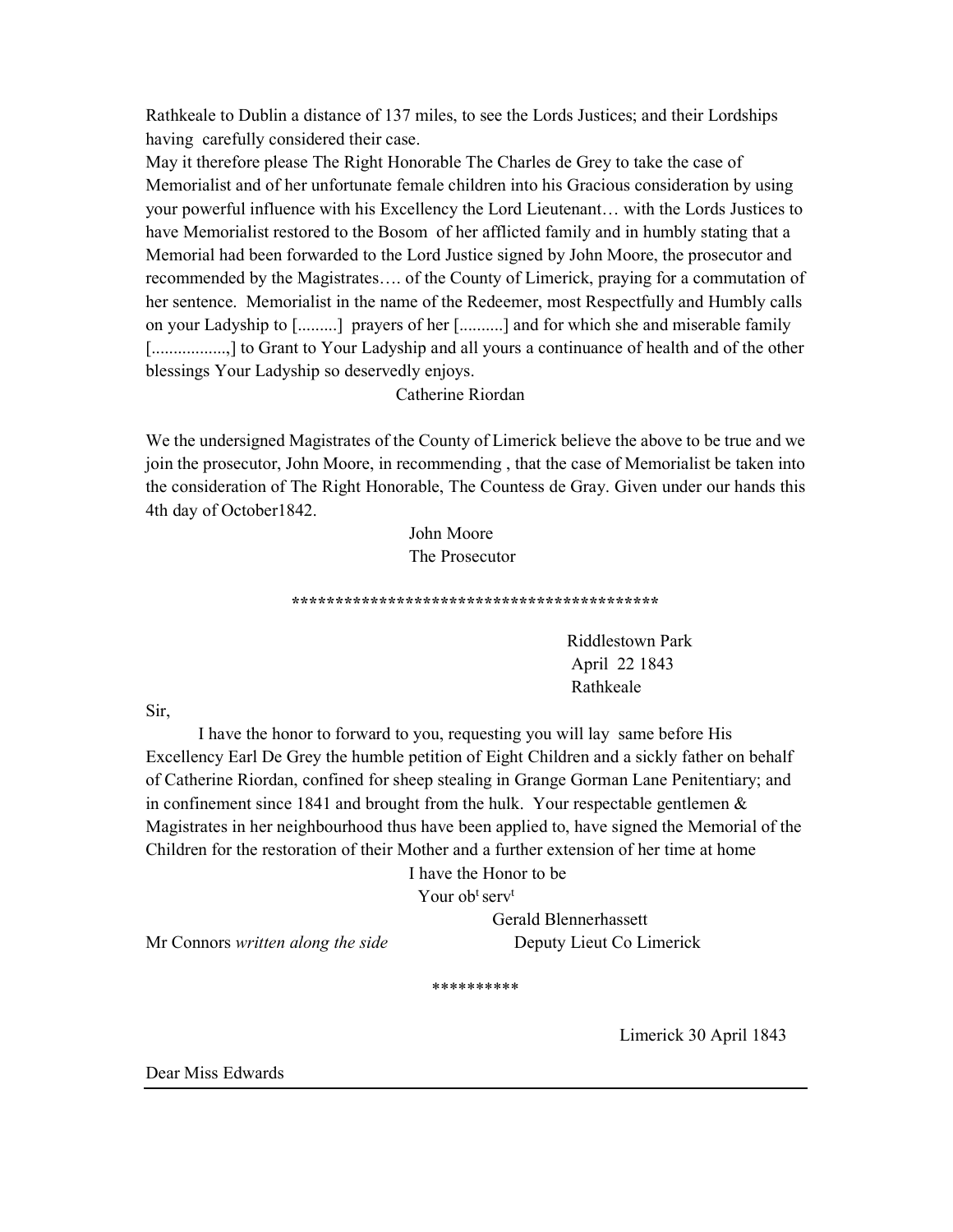Rathkeale to Dublin a distance of 137 miles, to see the Lords Justices; and their Lordships having carefully considered their case.

May it therefore please The Right Honorable The Charles de Grey to take the case of Memorialist and of her unfortunate female children into his Gracious consideration by using your powerful influence with his Excellency the Lord Lieutenant… with the Lords Justices to have Memorialist restored to the Bosom of her afflicted family and in humbly stating that a Memorial had been forwarded to the Lord Justice signed by John Moore, the prosecutor and recommended by the Magistrates…. of the County of Limerick, praying for a commutation of her sentence. Memorialist in the name of the Redeemer, most Respectfully and Humbly calls on your Ladyship to [.........] prayers of her [..........] and for which she and miserable family [.................,] to Grant to Your Ladyship and all yours a continuance of health and of the other blessings Your Ladyship so deservedly enjoys.

Catherine Riordan

We the undersigned Magistrates of the County of Limerick believe the above to be true and we join the prosecutor, John Moore, in recommending , that the case of Memorialist be taken into the consideration of The Right Honorable, The Countess de Gray. Given under our hands this 4th day of October1842.

John Moore
The Prosecutor

******************************************

Riddlestown Park
April 22 1843
Rathkeale

Sir,

I have the honor to forward to you, requesting you will lay same before His Excellency Earl De Grey the humble petition of Eight Children and a sickly father on behalf of Catherine Riordan, confined for sheep stealing in Grange Gorman Lane Penitentiary; and in confinement since 1841 and brought from the hulk. Your respectable gentlemen & Magistrates in her neighbourhood thus have been applied to, have signed the Memorial of the Children for the restoration of their Mother and a further extension of her time at home

I have the Honor to be
Your ob[t] serv[t]

Gerald Blennerhassett
Deputy Lieut Co Limerick

Mr Connors *written along the side*

**********

Limerick 30 April 1843

Dear Miss Edwards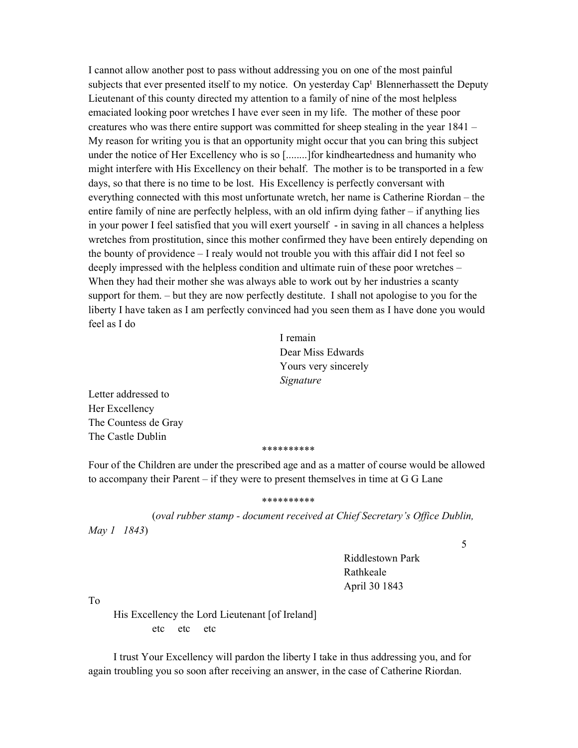I cannot allow another post to pass without addressing you on one of the most painful subjects that ever presented itself to my notice. On yesterday Cap[t] Blennerhassett the Deputy Lieutenant of this county directed my attention to a family of nine of the most helpless emaciated looking poor wretches I have ever seen in my life. The mother of these poor creatures who was there entire support was committed for sheep stealing in the year 1841 – My reason for writing you is that an opportunity might occur that you can bring this subject under the notice of Her Excellency who is so [........]for kindheartedness and humanity who might interfere with His Excellency on their behalf. The mother is to be transported in a few days, so that there is no time to be lost. His Excellency is perfectly conversant with everything connected with this most unfortunate wretch, her name is Catherine Riordan – the entire family of nine are perfectly helpless, with an old infirm dying father – if anything lies in your power I feel satisfied that you will exert yourself - in saving in all chances a helpless wretches from prostitution, since this mother confirmed they have been entirely depending on the bounty of providence – I realy would not trouble you with this affair did I not feel so deeply impressed with the helpless condition and ultimate ruin of these poor wretches – When they had their mother she was always able to work out by her industries a scanty support for them. – but they are now perfectly destitute. I shall not apologise to you for the liberty I have taken as I am perfectly convinced had you seen them as I have done you would feel as I do

I remain
Dear Miss Edwards
Yours very sincerely
*Signature*

Letter addressed to
Her Excellency
The Countess de Gray
The Castle Dublin

**********

Four of the Children are under the prescribed age and as a matter of course would be allowed to accompany their Parent – if they were to present themselves in time at G G Lane

**********

(*oval rubber stamp - document received at Chief Secretary's Office Dublin, May 1 1843*)

5

Riddlestown Park
Rathkeale
April 30 1843

To

His Excellency the Lord Lieutenant [of Ireland]
etc etc etc

I trust Your Excellency will pardon the liberty I take in thus addressing you, and for again troubling you so soon after receiving an answer, in the case of Catherine Riordan.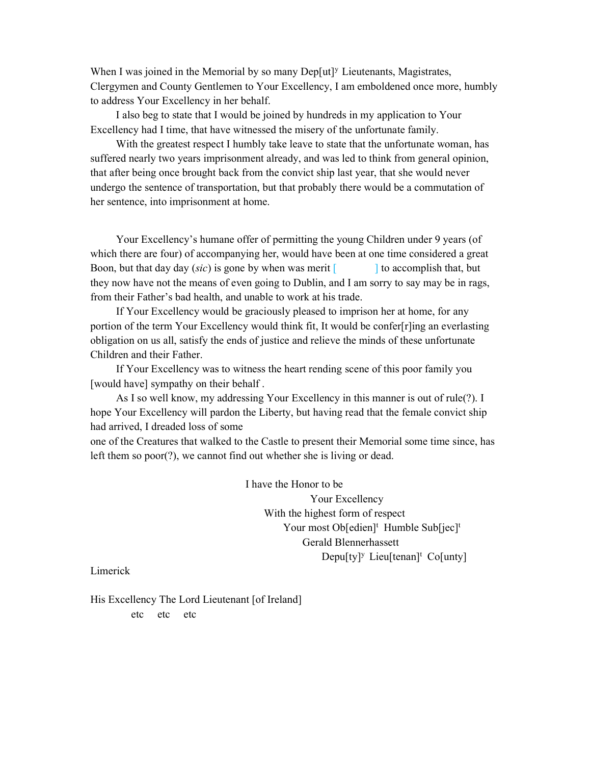When I was joined in the Memorial by so many Dep[ut]y Lieutenants, Magistrates, Clergymen and County Gentlemen to Your Excellency, I am emboldened once more, humbly to address Your Excellency in her behalf.

I also beg to state that I would be joined by hundreds in my application to Your Excellency had I time, that have witnessed the misery of the unfortunate family.

With the greatest respect I humbly take leave to state that the unfortunate woman, has suffered nearly two years imprisonment already, and was led to think from general opinion, that after being once brought back from the convict ship last year, that she would never undergo the sentence of transportation, but that probably there would be a commutation of her sentence, into imprisonment at home.

Your Excellency's humane offer of permitting the young Children under 9 years (of which there are four) of accompanying her, would have been at one time considered a great Boon, but that day day (*sic*) is gone by when was merit [ ] to accomplish that, but they now have not the means of even going to Dublin, and I am sorry to say may be in rags, from their Father's bad health, and unable to work at his trade.

If Your Excellency would be graciously pleased to imprison her at home, for any portion of the term Your Excellency would think fit, It would be confer[r]ing an everlasting obligation on us all, satisfy the ends of justice and relieve the minds of these unfortunate Children and their Father.

If Your Excellency was to witness the heart rending scene of this poor family you [would have] sympathy on their behalf .

As I so well know, my addressing Your Excellency in this manner is out of rule(?). I hope Your Excellency will pardon the Liberty, but having read that the female convict ship had arrived, I dreaded loss of some

one of the Creatures that walked to the Castle to present their Memorial some time since, has left them so poor(?), we cannot find out whether she is living or dead.

I have the Honor to be
Your Excellency
With the highest form of respect
Your most Ob[edien]t Humble Sub[jec]t
Gerald Blennerhassett
Depu[ty]y Lieu[tenan]t Co[unty]

Limerick

His Excellency The Lord Lieutenant [of Ireland]
etc etc etc